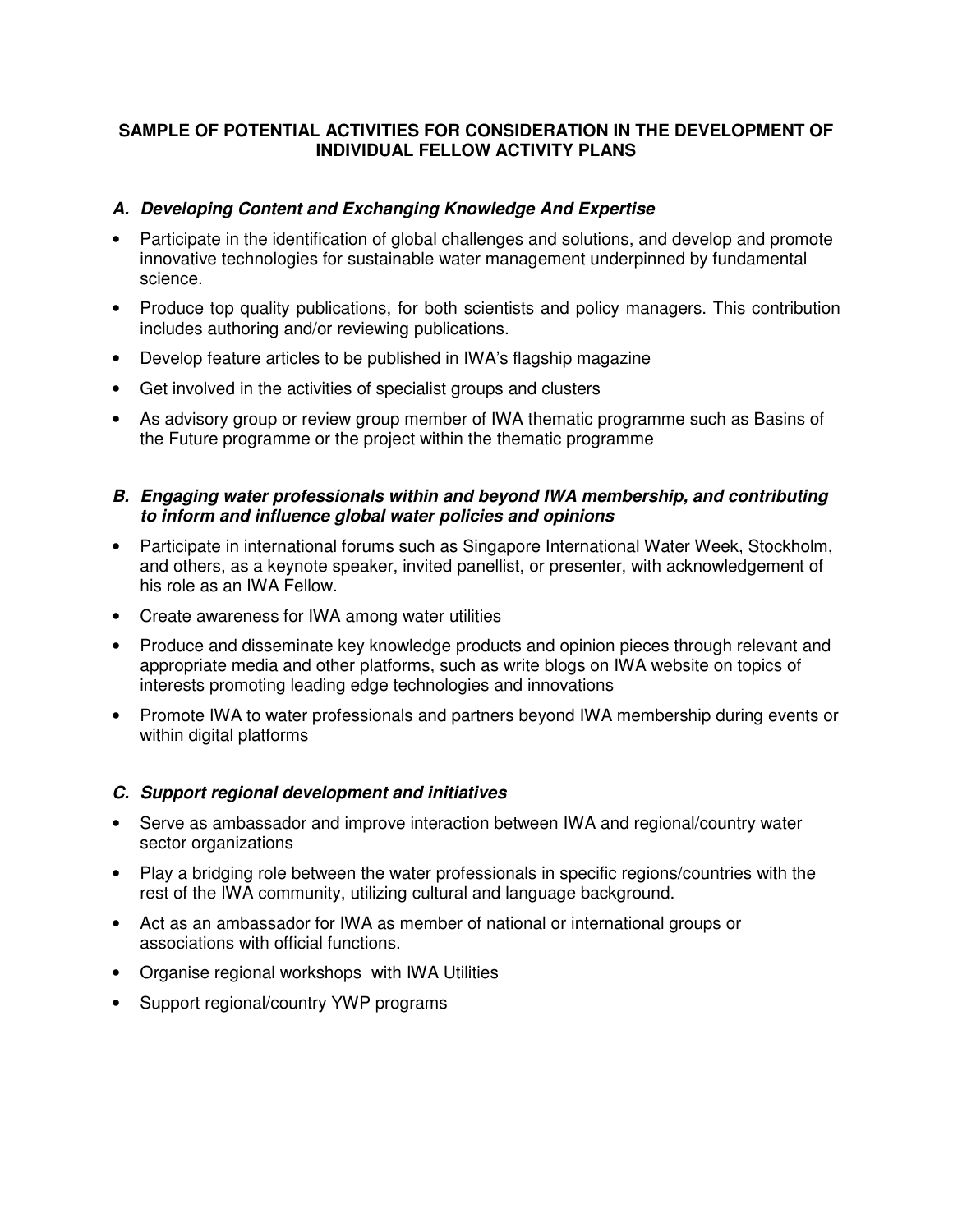# SAMPLE OF POTENTIAL ACTIVITIES FOR CONSIDERATION IN THE DEVELOPMENT OF INDIVIDUAL FELLOW ACTIVITY PLANS

## *A. Developing Content and Exchanging Knowledge And Expertise*

- Participate in the identification of global challenges and solutions, and develop and promote innovative technologies for sustainable water management underpinned by fundamental science.
- Produce top quality publications, for both scientists and policy managers. This contribution includes authoring and/or reviewing publications.
- Develop feature articles to be published in IWA's flagship magazine
- Get involved in the activities of specialist groups and clusters
- As advisory group or review group member of IWA thematic programme such as Basins of the Future programme or the project within the thematic programme

## *B. Engaging water professionals within and beyond IWA membership, and contributing to inform and influence global water policies and opinions*

- Participate in international forums such as Singapore International Water Week, Stockholm, and others, as a keynote speaker, invited panellist, or presenter, with acknowledgement of his role as an IWA Fellow.
- Create awareness for IWA among water utilities
- Produce and disseminate key knowledge products and opinion pieces through relevant and appropriate media and other platforms, such as write blogs on IWA website on topics of interests promoting leading edge technologies and innovations
- Promote IWA to water professionals and partners beyond IWA membership during events or within digital platforms

## *C. Support regional development and initiatives*

- Serve as ambassador and improve interaction between IWA and regional/country water sector organizations
- Play a bridging role between the water professionals in specific regions/countries with the rest of the IWA community, utilizing cultural and language background.
- Act as an ambassador for IWA as member of national or international groups or associations with official functions.
- Organise regional workshops with IWA Utilities
- Support regional/country YWP programs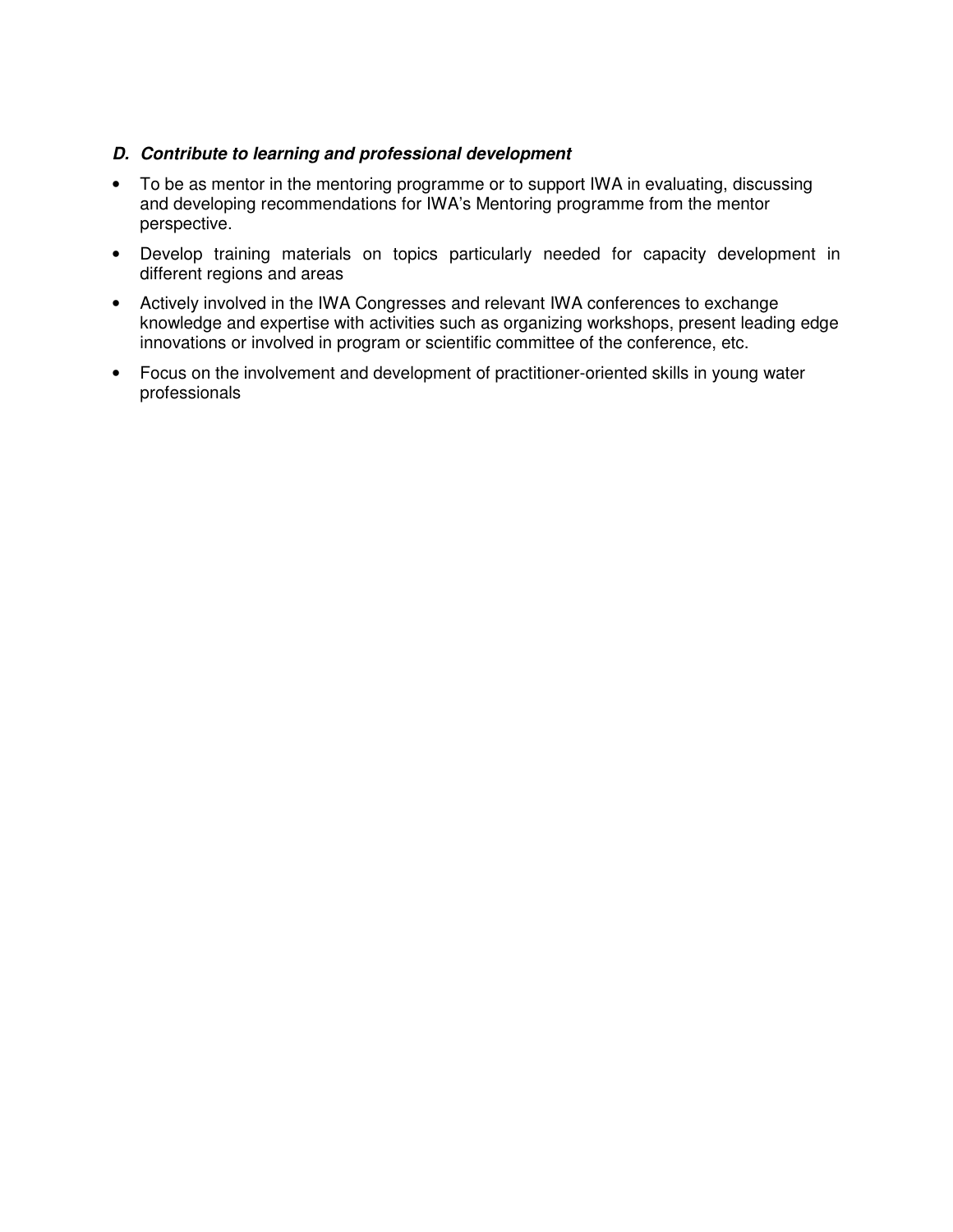***D. Contribute to learning and professional development***

- To be as mentor in the mentoring programme or to support IWA in evaluating, discussing and developing recommendations for IWA's Mentoring programme from the mentor perspective.
- Develop training materials on topics particularly needed for capacity development in different regions and areas
- Actively involved in the IWA Congresses and relevant IWA conferences to exchange knowledge and expertise with activities such as organizing workshops, present leading edge innovations or involved in program or scientific committee of the conference, etc.
- Focus on the involvement and development of practitioner-oriented skills in young water professionals